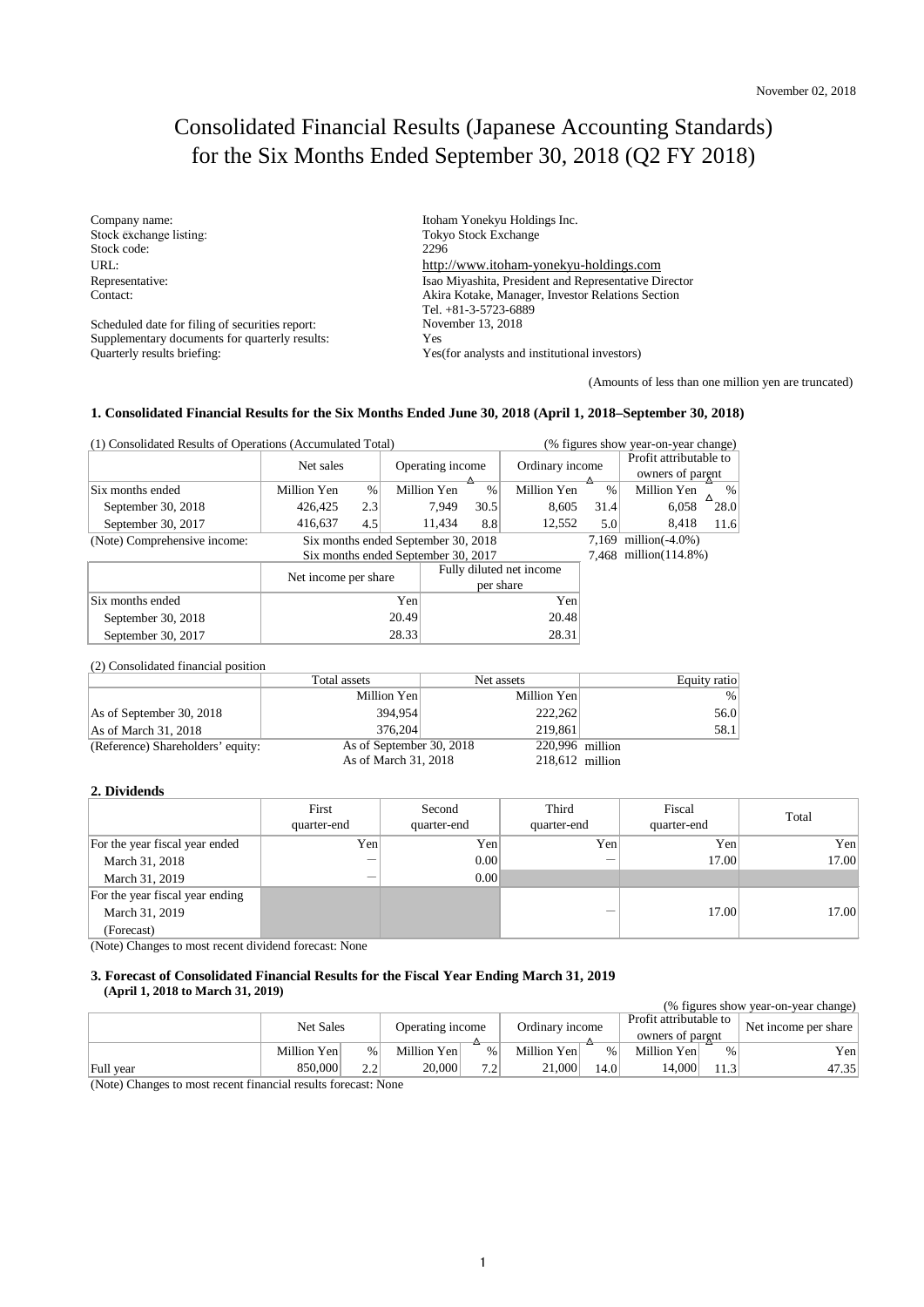November 02, 2018

# Consolidated Financial Results (Japanese Accounting Standards) for the Six Months Ended September 30, 2018 (Q2 FY 2018)

| | |
|---|---|
| Company name: | Itoham Yonekyu Holdings Inc. |
| Stock exchange listing: | Tokyo Stock Exchange |
| Stock code: | 2296 |
| URL: | http://www.itoham-yonekyu-holdings.com |
| Representative: | Isao Miyashita, President and Representative Director |
| Contact: | Akira Kotake, Manager, Investor Relations Section<br>Tel. +81-3-5723-6889 |
| Scheduled date for filing of securities report: | November 13, 2018 |
| Supplementary documents for quarterly results: | Yes |
| Quarterly results briefing: | Yes(for analysts and institutional investors) |

(Amounts of less than one million yen are truncated)

### 1. Consolidated Financial Results for the Six Months Ended June 30, 2018 (April 1, 2018–September 30, 2018)

(1) Consolidated Results of Operations (Accumulated Total) (% figures show year-on-year change)

| | Net sales | | Operating income | | Ordinary income | | Profit attributable to owners of parent | |
|---|---|---|---|---|---|---|---|---|
| Six months ended | Million Yen | % | Million Yen | % | Million Yen | % | Million Yen | % |
| September 30, 2018 | 426,425 | 2.3 | 7,949 | △30.5 | 8,605 | △31.4 | 6,058 | △28.0 |
| September 30, 2017 | 416,637 | 4.5 | 11,434 | 8.8 | 12,552 | 5.0 | 8,418 | 11.6 |

(Note) Comprehensive income: Six months ended September 30, 2018 7,169 million(-4.0%)
Six months ended September 30, 2017 7,468 million(114.8%)

| | Net income per share | Fully diluted net income per share |
|---|---|---|
| Six months ended | Yen | Yen |
| September 30, 2018 | 20.49 | 20.48 |
| September 30, 2017 | 28.33 | 28.31 |

(2) Consolidated financial position

| | Total assets | Net assets | Equity ratio |
|---|---|---|---|
| | Million Yen | Million Yen | % |
| As of September 30, 2018 | 394,954 | 222,262 | 56.0 |
| As of March 31, 2018 | 376,204 | 219,861 | 58.1 |

(Reference) Shareholders' equity: As of September 30, 2018 220,996 million
As of March 31, 2018 218,612 million

### 2. Dividends

| | First quarter-end | Second quarter-end | Third quarter-end | Fiscal quarter-end | Total |
|---|---|---|---|---|---|
| For the year fiscal year ended | Yen | Yen | Yen | Yen | Yen |
| March 31, 2018 | ― | 0.00 | ― | 17.00 | 17.00 |
| March 31, 2019 | ― | 0.00 | | | |
| For the year fiscal year ending March 31, 2019 (Forecast) | | | ― | 17.00 | 17.00 |

(Note) Changes to most recent dividend forecast: None

### 3. Forecast of Consolidated Financial Results for the Fiscal Year Ending March 31, 2019 (April 1, 2018 to March 31, 2019)

(% figures show year-on-year change)

| | Net Sales | | Operating income | | Ordinary income | | Profit attributable to owners of parent | | Net income per share |
|---|---|---|---|---|---|---|---|---|---|
| | Million Yen | % | Million Yen | % | Million Yen | % | Million Yen | % | Yen |
| Full year | 850,000 | 2.2 | 20,000 | △7.2 | 21,000 | △14.0 | 14,000 | △11.3 | 47.35 |

(Note) Changes to most recent financial results forecast: None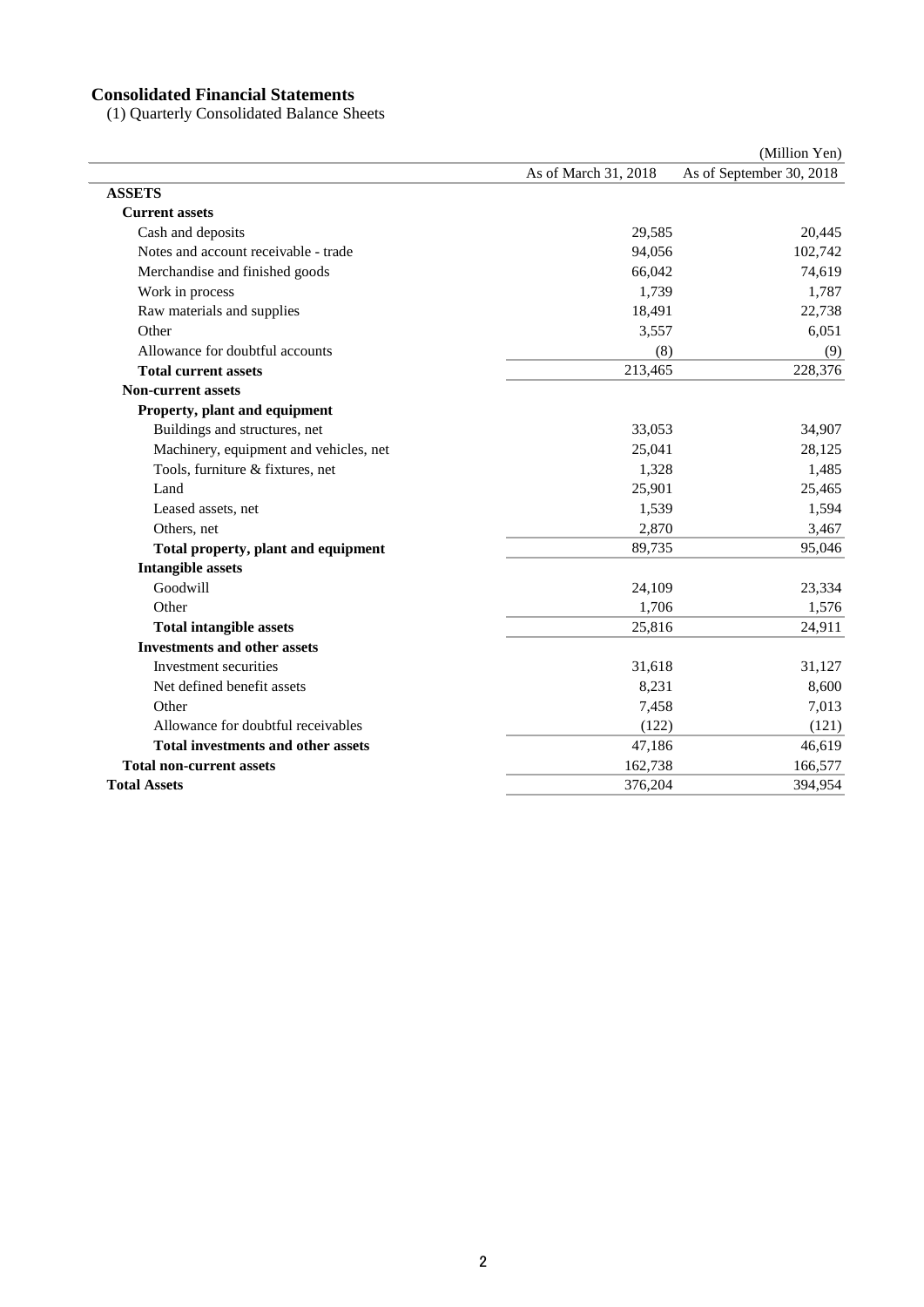## Consolidated Financial Statements

(1) Quarterly Consolidated Balance Sheets

(Million Yen)

| | As of March 31, 2018 | As of September 30, 2018 |
|---|---|---|
| **ASSETS** | | |
| **Current assets** | | |
| Cash and deposits | 29,585 | 20,445 |
| Notes and account receivable - trade | 94,056 | 102,742 |
| Merchandise and finished goods | 66,042 | 74,619 |
| Work in process | 1,739 | 1,787 |
| Raw materials and supplies | 18,491 | 22,738 |
| Other | 3,557 | 6,051 |
| Allowance for doubtful accounts | (8) | (9) |
| **Total current assets** | 213,465 | 228,376 |
| **Non-current assets** | | |
| **Property, plant and equipment** | | |
| Buildings and structures, net | 33,053 | 34,907 |
| Machinery, equipment and vehicles, net | 25,041 | 28,125 |
| Tools, furniture & fixtures, net | 1,328 | 1,485 |
| Land | 25,901 | 25,465 |
| Leased assets, net | 1,539 | 1,594 |
| Others, net | 2,870 | 3,467 |
| **Total property, plant and equipment** | 89,735 | 95,046 |
| **Intangible assets** | | |
| Goodwill | 24,109 | 23,334 |
| Other | 1,706 | 1,576 |
| **Total intangible assets** | 25,816 | 24,911 |
| **Investments and other assets** | | |
| Investment securities | 31,618 | 31,127 |
| Net defined benefit assets | 8,231 | 8,600 |
| Other | 7,458 | 7,013 |
| Allowance for doubtful receivables | (122) | (121) |
| **Total investments and other assets** | 47,186 | 46,619 |
| **Total non-current assets** | 162,738 | 166,577 |
| **Total Assets** | 376,204 | 394,954 |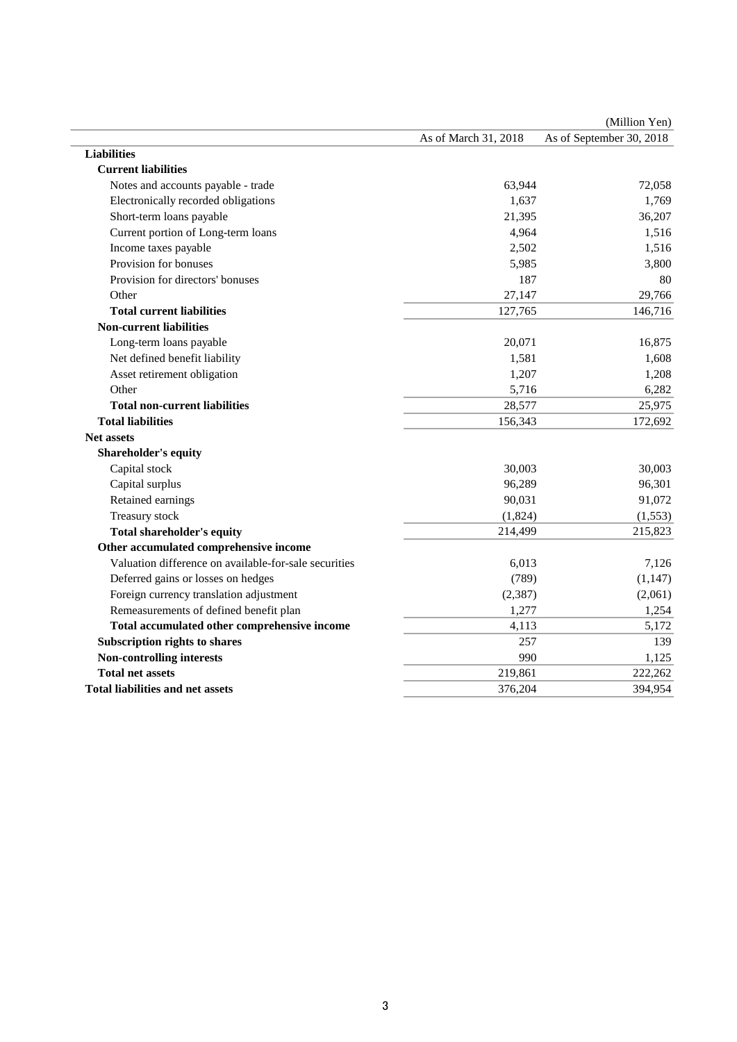(Million Yen)

| | As of March 31, 2018 | As of September 30, 2018 |
|---|---|---|
| **Liabilities** | | |
| **Current liabilities** | | |
| Notes and accounts payable - trade | 63,944 | 72,058 |
| Electronically recorded obligations | 1,637 | 1,769 |
| Short-term loans payable | 21,395 | 36,207 |
| Current portion of Long-term loans | 4,964 | 1,516 |
| Income taxes payable | 2,502 | 1,516 |
| Provision for bonuses | 5,985 | 3,800 |
| Provision for directors' bonuses | 187 | 80 |
| Other | 27,147 | 29,766 |
| **Total current liabilities** | 127,765 | 146,716 |
| **Non-current liabilities** | | |
| Long-term loans payable | 20,071 | 16,875 |
| Net defined benefit liability | 1,581 | 1,608 |
| Asset retirement obligation | 1,207 | 1,208 |
| Other | 5,716 | 6,282 |
| **Total non-current liabilities** | 28,577 | 25,975 |
| **Total liabilities** | 156,343 | 172,692 |
| **Net assets** | | |
| **Shareholder's equity** | | |
| Capital stock | 30,003 | 30,003 |
| Capital surplus | 96,289 | 96,301 |
| Retained earnings | 90,031 | 91,072 |
| Treasury stock | (1,824) | (1,553) |
| **Total shareholder's equity** | 214,499 | 215,823 |
| **Other accumulated comprehensive income** | | |
| Valuation difference on available-for-sale securities | 6,013 | 7,126 |
| Deferred gains or losses on hedges | (789) | (1,147) |
| Foreign currency translation adjustment | (2,387) | (2,061) |
| Remeasurements of defined benefit plan | 1,277 | 1,254 |
| **Total accumulated other comprehensive income** | 4,113 | 5,172 |
| **Subscription rights to shares** | 257 | 139 |
| **Non-controlling interests** | 990 | 1,125 |
| **Total net assets** | 219,861 | 222,262 |
| **Total liabilities and net assets** | 376,204 | 394,954 |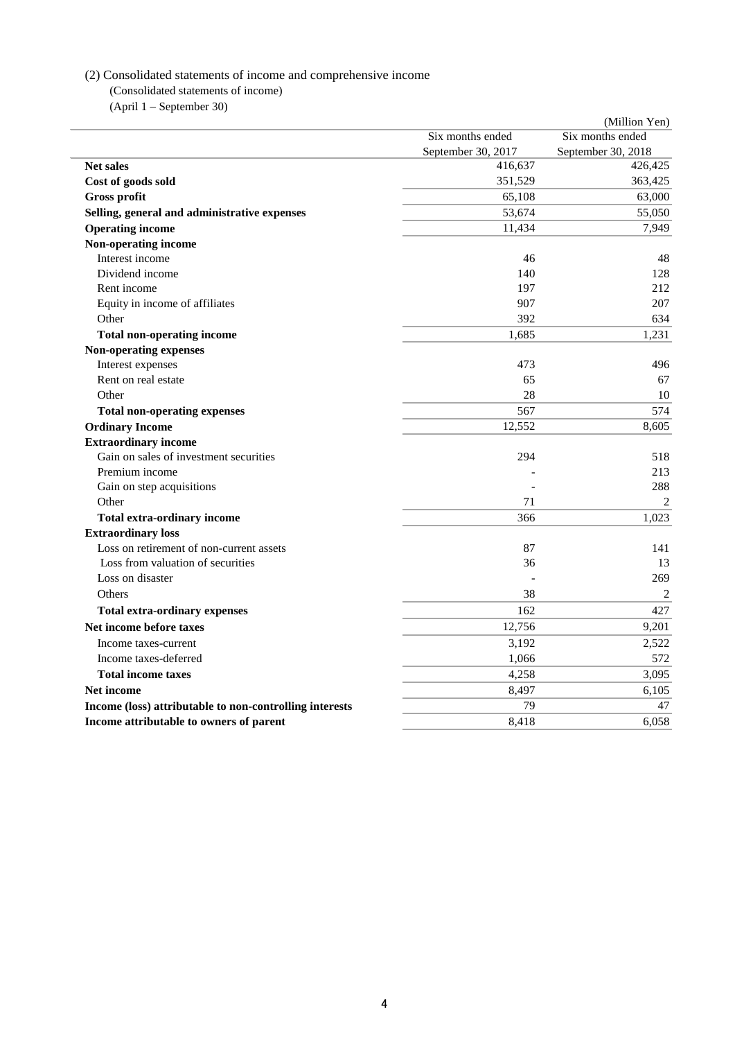(2) Consolidated statements of income and comprehensive income

(Consolidated statements of income)

(April 1 – September 30)

(Million Yen)

| | Six months ended September 30, 2017 | Six months ended September 30, 2018 |
|---|---|---|
| **Net sales** | 416,637 | 426,425 |
| **Cost of goods sold** | 351,529 | 363,425 |
| **Gross profit** | 65,108 | 63,000 |
| **Selling, general and administrative expenses** | 53,674 | 55,050 |
| **Operating income** | 11,434 | 7,949 |
| **Non-operating income** | | |
| Interest income | 46 | 48 |
| Dividend income | 140 | 128 |
| Rent income | 197 | 212 |
| Equity in income of affiliates | 907 | 207 |
| Other | 392 | 634 |
| **Total non-operating income** | 1,685 | 1,231 |
| **Non-operating expenses** | | |
| Interest expenses | 473 | 496 |
| Rent on real estate | 65 | 67 |
| Other | 28 | 10 |
| **Total non-operating expenses** | 567 | 574 |
| **Ordinary Income** | 12,552 | 8,605 |
| **Extraordinary income** | | |
| Gain on sales of investment securities | 294 | 518 |
| Premium income | - | 213 |
| Gain on step acquisitions | - | 288 |
| Other | 71 | 2 |
| **Total extra-ordinary income** | 366 | 1,023 |
| **Extraordinary loss** | | |
| Loss on retirement of non-current assets | 87 | 141 |
| Loss from valuation of securities | 36 | 13 |
| Loss on disaster | - | 269 |
| Others | 38 | 2 |
| **Total extra-ordinary expenses** | 162 | 427 |
| **Net income before taxes** | 12,756 | 9,201 |
| Income taxes-current | 3,192 | 2,522 |
| Income taxes-deferred | 1,066 | 572 |
| **Total income taxes** | 4,258 | 3,095 |
| **Net income** | 8,497 | 6,105 |
| **Income (loss) attributable to non-controlling interests** | 79 | 47 |
| **Income attributable to owners of parent** | 8,418 | 6,058 |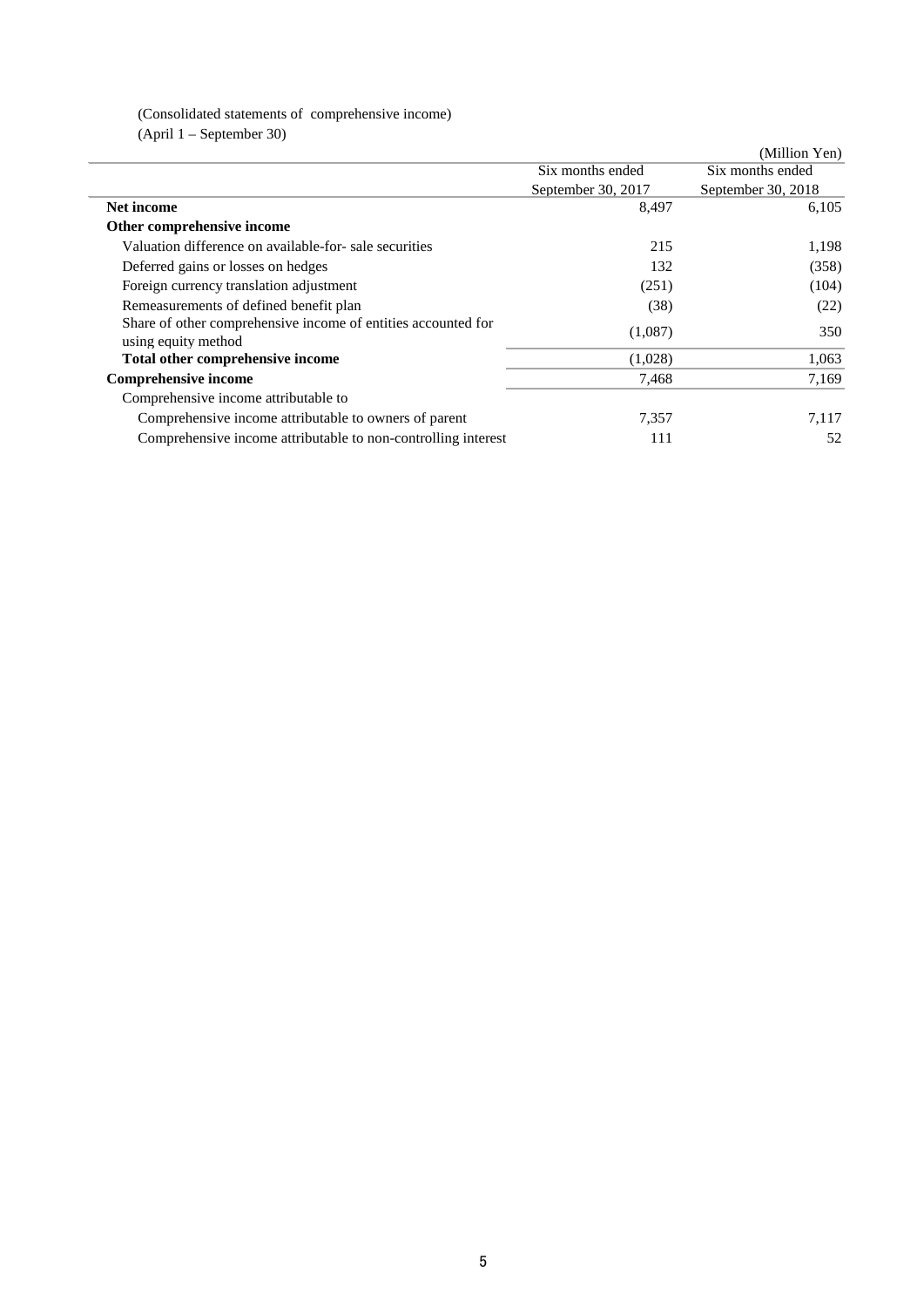(Consolidated statements of comprehensive income)
(April 1 – September 30)

(Million Yen)

| | Six months ended September 30, 2017 | Six months ended September 30, 2018 |
|---|---|---|
| **Net income** | 8,497 | 6,105 |
| **Other comprehensive income** | | |
| Valuation difference on available-for- sale securities | 215 | 1,198 |
| Deferred gains or losses on hedges | 132 | (358) |
| Foreign currency translation adjustment | (251) | (104) |
| Remeasurements of defined benefit plan | (38) | (22) |
| Share of other comprehensive income of entities accounted for using equity method | (1,087) | 350 |
| **Total other comprehensive income** | (1,028) | 1,063 |
| **Comprehensive income** | 7,468 | 7,169 |
| Comprehensive income attributable to | | |
| Comprehensive income attributable to owners of parent | 7,357 | 7,117 |
| Comprehensive income attributable to non-controlling interest | 111 | 52 |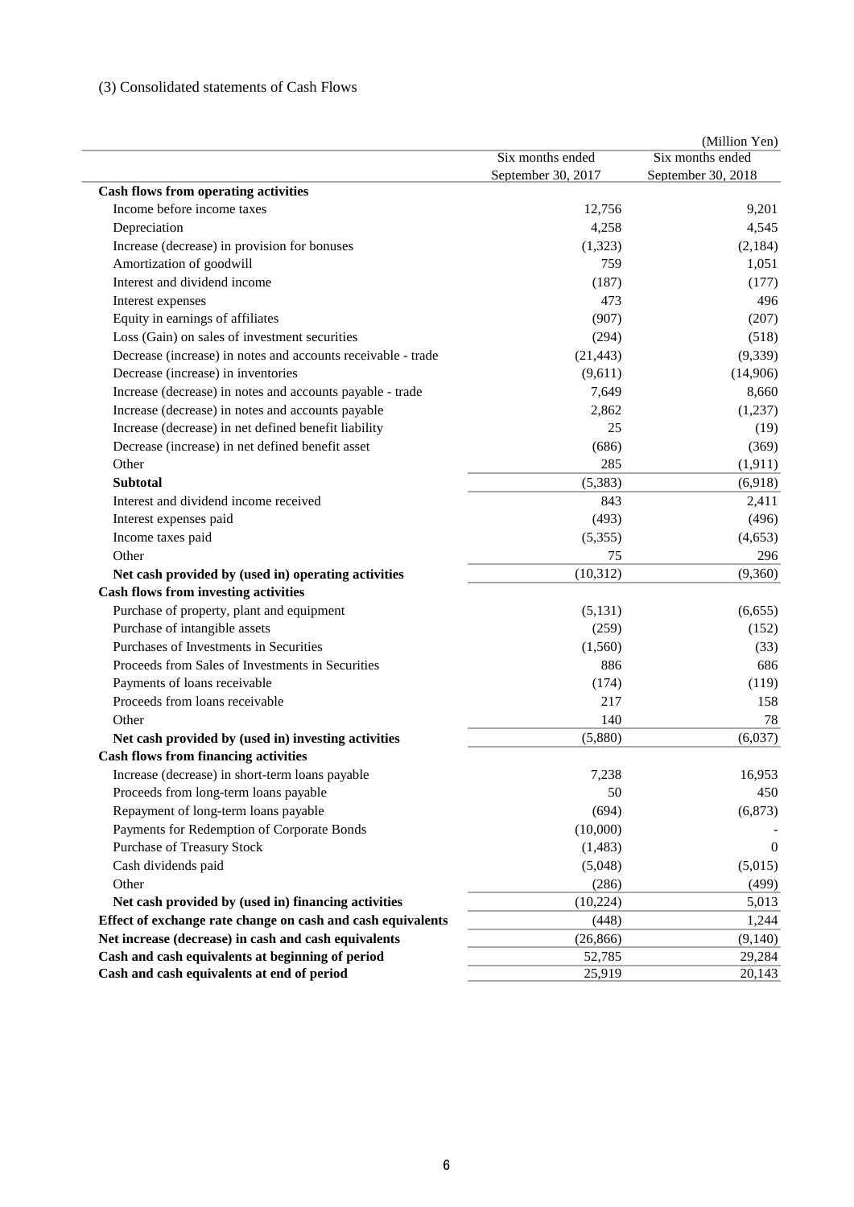(3) Consolidated statements of Cash Flows

(Million Yen)

| | Six months ended September 30, 2017 | Six months ended September 30, 2018 |
|---|---|---|
| **Cash flows from operating activities** | | |
| Income before income taxes | 12,756 | 9,201 |
| Depreciation | 4,258 | 4,545 |
| Increase (decrease) in provision for bonuses | (1,323) | (2,184) |
| Amortization of goodwill | 759 | 1,051 |
| Interest and dividend income | (187) | (177) |
| Interest expenses | 473 | 496 |
| Equity in earnings of affiliates | (907) | (207) |
| Loss (Gain) on sales of investment securities | (294) | (518) |
| Decrease (increase) in notes and accounts receivable - trade | (21,443) | (9,339) |
| Decrease (increase) in inventories | (9,611) | (14,906) |
| Increase (decrease) in notes and accounts payable - trade | 7,649 | 8,660 |
| Increase (decrease) in notes and accounts payable | 2,862 | (1,237) |
| Increase (decrease) in net defined benefit liability | 25 | (19) |
| Decrease (increase) in net defined benefit asset | (686) | (369) |
| Other | 285 | (1,911) |
| **Subtotal** | (5,383) | (6,918) |
| Interest and dividend income received | 843 | 2,411 |
| Interest expenses paid | (493) | (496) |
| Income taxes paid | (5,355) | (4,653) |
| Other | 75 | 296 |
| **Net cash provided by (used in) operating activities** | (10,312) | (9,360) |
| **Cash flows from investing activities** | | |
| Purchase of property, plant and equipment | (5,131) | (6,655) |
| Purchase of intangible assets | (259) | (152) |
| Purchases of Investments in Securities | (1,560) | (33) |
| Proceeds from Sales of Investments in Securities | 886 | 686 |
| Payments of loans receivable | (174) | (119) |
| Proceeds from loans receivable | 217 | 158 |
| Other | 140 | 78 |
| **Net cash provided by (used in) investing activities** | (5,880) | (6,037) |
| **Cash flows from financing activities** | | |
| Increase (decrease) in short-term loans payable | 7,238 | 16,953 |
| Proceeds from long-term loans payable | 50 | 450 |
| Repayment of long-term loans payable | (694) | (6,873) |
| Payments for Redemption of Corporate Bonds | (10,000) | - |
| Purchase of Treasury Stock | (1,483) | 0 |
| Cash dividends paid | (5,048) | (5,015) |
| Other | (286) | (499) |
| **Net cash provided by (used in) financing activities** | (10,224) | 5,013 |
| **Effect of exchange rate change on cash and cash equivalents** | (448) | 1,244 |
| **Net increase (decrease) in cash and cash equivalents** | (26,866) | (9,140) |
| **Cash and cash equivalents at beginning of period** | 52,785 | 29,284 |
| **Cash and cash equivalents at end of period** | 25,919 | 20,143 |